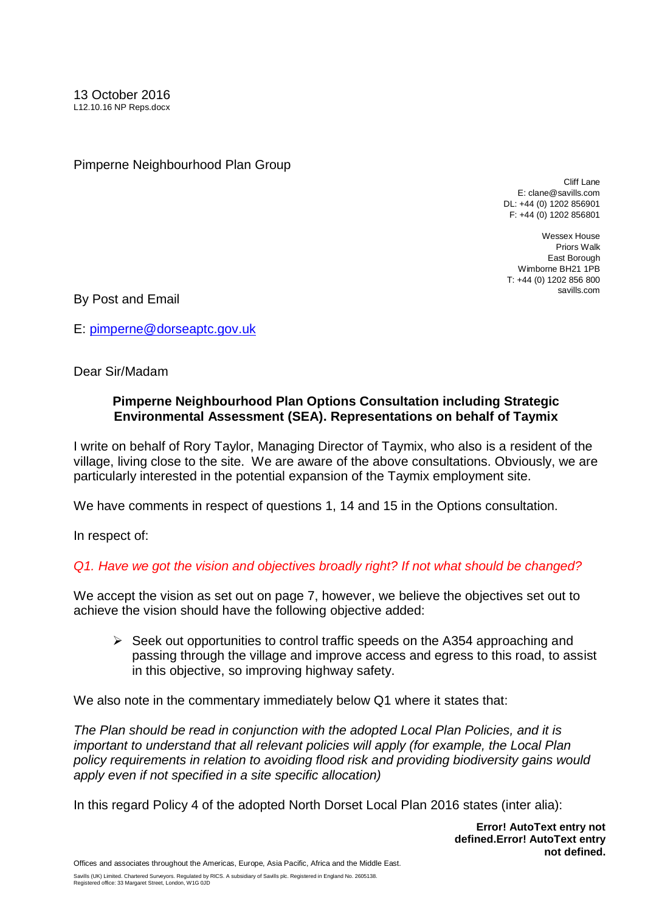13 October 2016
L12.10.16 NP Reps.docx

Pimperne Neighbourhood Plan Group

Cliff Lane
E: clane@savills.com
DL: +44 (0) 1202 856901
F: +44 (0) 1202 856801

Wessex House
Priors Walk
East Borough
Wimborne BH21 1PB
T: +44 (0) 1202 856 800
savills.com

By Post and Email

E: pimperne@dorseaptc.gov.uk

Dear Sir/Madam

**Pimperne Neighbourhood Plan Options Consultation including Strategic Environmental Assessment (SEA). Representations on behalf of Taymix**

I write on behalf of Rory Taylor, Managing Director of Taymix, who also is a resident of the village, living close to the site. We are aware of the above consultations. Obviously, we are particularly interested in the potential expansion of the Taymix employment site.

We have comments in respect of questions 1, 14 and 15 in the Options consultation.

In respect of:

*Q1. Have we got the vision and objectives broadly right? If not what should be changed?*

We accept the vision as set out on page 7, however, we believe the objectives set out to achieve the vision should have the following objective added:

- Seek out opportunities to control traffic speeds on the A354 approaching and passing through the village and improve access and egress to this road, to assist in this objective, so improving highway safety.

We also note in the commentary immediately below Q1 where it states that:

*The Plan should be read in conjunction with the adopted Local Plan Policies, and it is important to understand that all relevant policies will apply (for example, the Local Plan policy requirements in relation to avoiding flood risk and providing biodiversity gains would apply even if not specified in a site specific allocation)*

In this regard Policy 4 of the adopted North Dorset Local Plan 2016 states (inter alia):

**Error! AutoText entry not defined.Error! AutoText entry not defined.**

Offices and associates throughout the Americas, Europe, Asia Pacific, Africa and the Middle East.

Savills (UK) Limited. Chartered Surveyors. Regulated by RICS. A subsidiary of Savills plc. Registered in England No. 2605138.
Registered office: 33 Margaret Street, London, W1G 0JD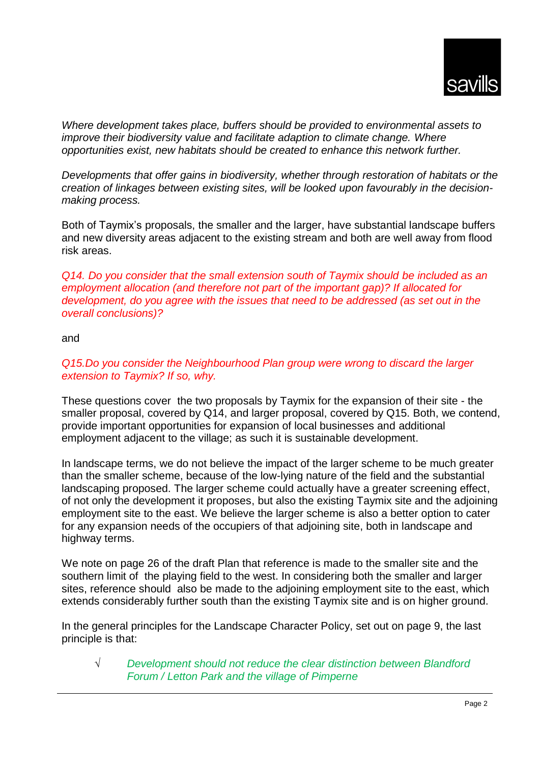*Where development takes place, buffers should be provided to environmental assets to improve their biodiversity value and facilitate adaption to climate change. Where opportunities exist, new habitats should be created to enhance this network further.*

*Developments that offer gains in biodiversity, whether through restoration of habitats or the creation of linkages between existing sites, will be looked upon favourably in the decision-making process.*

Both of Taymix's proposals, the smaller and the larger, have substantial landscape buffers and new diversity areas adjacent to the existing stream and both are well away from flood risk areas.

*Q14. Do you consider that the small extension south of Taymix should be included as an employment allocation (and therefore not part of the important gap)? If allocated for development, do you agree with the issues that need to be addressed (as set out in the overall conclusions)?*

and

*Q15.Do you consider the Neighbourhood Plan group were wrong to discard the larger extension to Taymix? If so, why.*

These questions cover the two proposals by Taymix for the expansion of their site - the smaller proposal, covered by Q14, and larger proposal, covered by Q15. Both, we contend, provide important opportunities for expansion of local businesses and additional employment adjacent to the village; as such it is sustainable development.

In landscape terms, we do not believe the impact of the larger scheme to be much greater than the smaller scheme, because of the low-lying nature of the field and the substantial landscaping proposed. The larger scheme could actually have a greater screening effect, of not only the development it proposes, but also the existing Taymix site and the adjoining employment site to the east. We believe the larger scheme is also a better option to cater for any expansion needs of the occupiers of that adjoining site, both in landscape and highway terms.

We note on page 26 of the draft Plan that reference is made to the smaller site and the southern limit of the playing field to the west. In considering both the smaller and larger sites, reference should also be made to the adjoining employment site to the east, which extends considerably further south than the existing Taymix site and is on higher ground.

In the general principles for the Landscape Character Policy, set out on page 9, the last principle is that:

- √ *Development should not reduce the clear distinction between Blandford Forum / Letton Park and the village of Pimperne*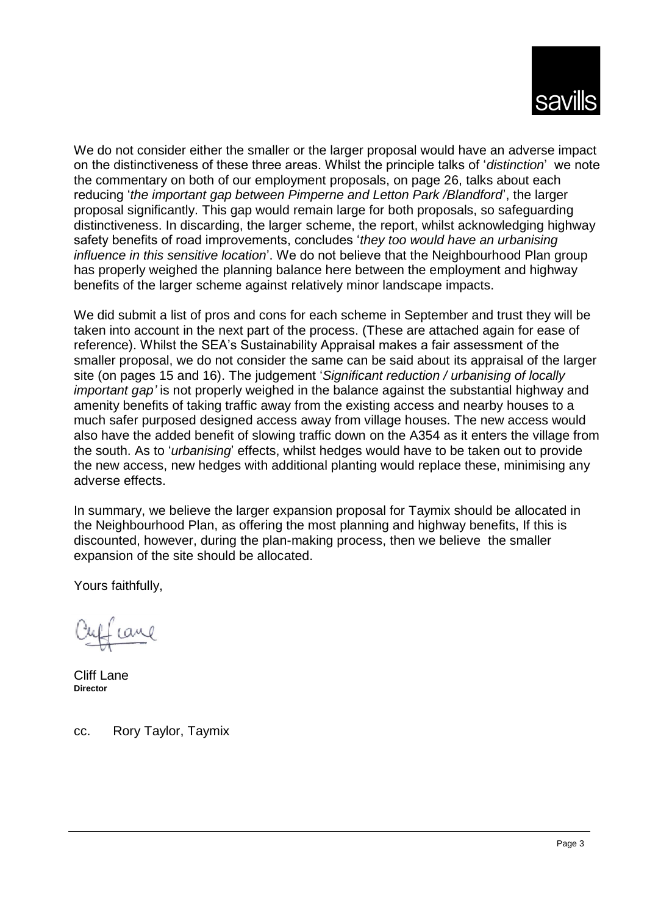We do not consider either the smaller or the larger proposal would have an adverse impact on the distinctiveness of these three areas. Whilst the principle talks of '*distinction*' we note the commentary on both of our employment proposals, on page 26, talks about each reducing '*the important gap between Pimperne and Letton Park /Blandford*', the larger proposal significantly. This gap would remain large for both proposals, so safeguarding distinctiveness. In discarding, the larger scheme, the report, whilst acknowledging highway safety benefits of road improvements, concludes '*they too would have an urbanising influence in this sensitive location*'. We do not believe that the Neighbourhood Plan group has properly weighed the planning balance here between the employment and highway benefits of the larger scheme against relatively minor landscape impacts.

We did submit a list of pros and cons for each scheme in September and trust they will be taken into account in the next part of the process. (These are attached again for ease of reference). Whilst the SEA's Sustainability Appraisal makes a fair assessment of the smaller proposal, we do not consider the same can be said about its appraisal of the larger site (on pages 15 and 16). The judgement '*Significant reduction / urbanising of locally important gap'* is not properly weighed in the balance against the substantial highway and amenity benefits of taking traffic away from the existing access and nearby houses to a much safer purposed designed access away from village houses. The new access would also have the added benefit of slowing traffic down on the A354 as it enters the village from the south. As to '*urbanising*' effects, whilst hedges would have to be taken out to provide the new access, new hedges with additional planting would replace these, minimising any adverse effects.

In summary, we believe the larger expansion proposal for Taymix should be allocated in the Neighbourhood Plan, as offering the most planning and highway benefits, If this is discounted, however, during the plan-making process, then we believe the smaller expansion of the site should be allocated.

Yours faithfully,

Cliff Lane

Cliff Lane
**Director**

cc. Rory Taylor, Taymix